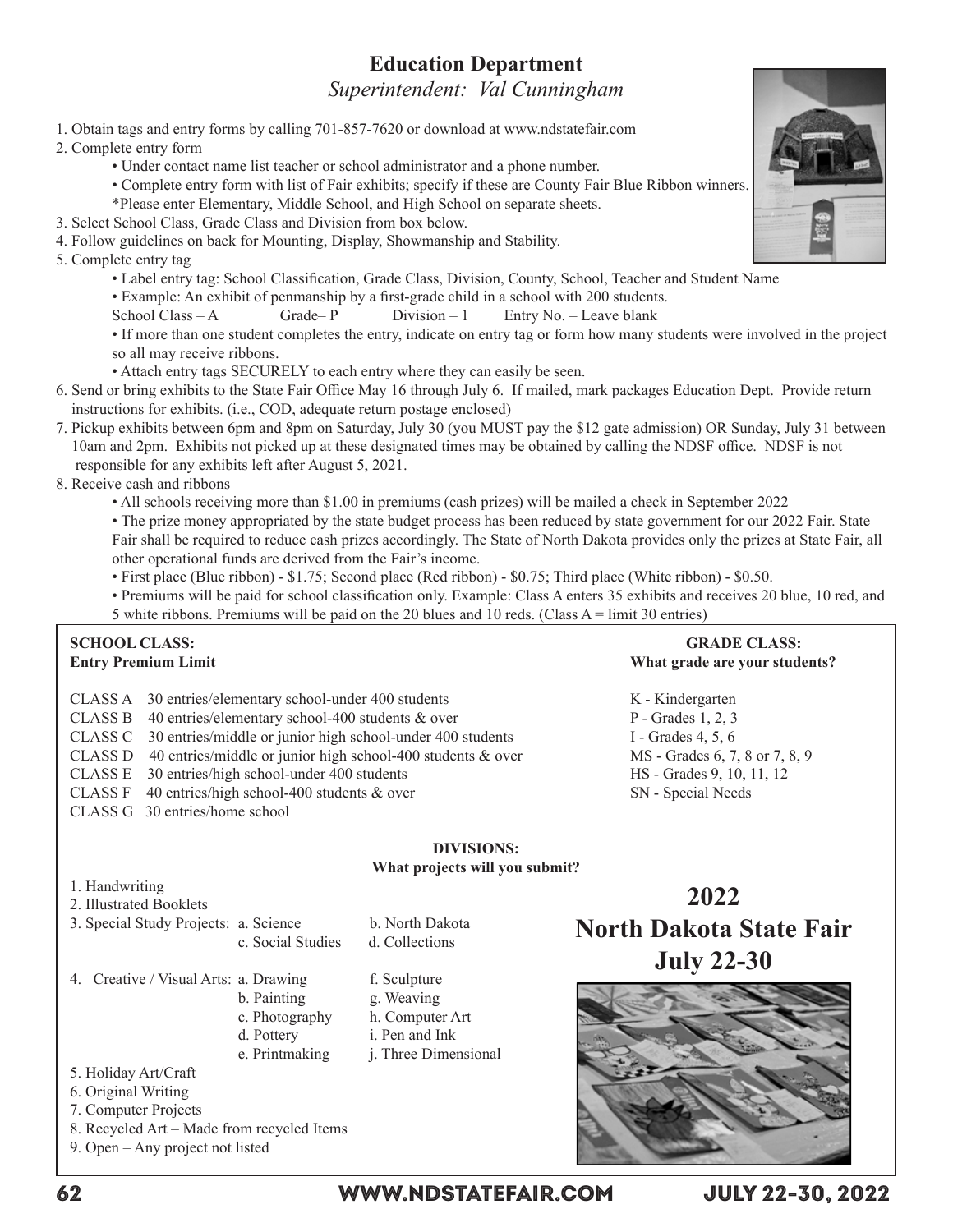# Education Department

*Superintendent: Val Cunningham*

1. Obtain tags and entry forms by calling 701-857-7620 or download at www.ndstatefair.com
2. Complete entry form
   - Under contact name list teacher or school administrator and a phone number.
   - Complete entry form with list of Fair exhibits; specify if these are County Fair Blue Ribbon winners.
   
   *Please enter Elementary, Middle School, and High School on separate sheets.
3. Select School Class, Grade Class and Division from box below.
4. Follow guidelines on back for Mounting, Display, Showmanship and Stability.
5. Complete entry tag
   - Label entry tag: School Classification, Grade Class, Division, County, School, Teacher and Student Name
   - Example: An exhibit of penmanship by a first-grade child in a school with 200 students.
   
   School Class – A Grade– P Division – 1 Entry No. – Leave blank
   - If more than one student completes the entry, indicate on entry tag or form how many students were involved in the project so all may receive ribbons.
   - Attach entry tags SECURELY to each entry where they can easily be seen.
6. Send or bring exhibits to the State Fair Office May 16 through July 6. If mailed, mark packages Education Dept. Provide return instructions for exhibits. (i.e., COD, adequate return postage enclosed)
7. Pickup exhibits between 6pm and 8pm on Saturday, July 30 (you MUST pay the $12 gate admission) OR Sunday, July 31 between 10am and 2pm. Exhibits not picked up at these designated times may be obtained by calling the NDSF office. NDSF is not responsible for any exhibits left after August 5, 2021.
8. Receive cash and ribbons
   - All schools receiving more than $1.00 in premiums (cash prizes) will be mailed a check in September 2022
   - The prize money appropriated by the state budget process has been reduced by state government for our 2022 Fair. State Fair shall be required to reduce cash prizes accordingly. The State of North Dakota provides only the prizes at State Fair, all other operational funds are derived from the Fair's income.
   - First place (Blue ribbon) - $1.75; Second place (Red ribbon) - $0.75; Third place (White ribbon) - $0.50.
   - Premiums will be paid for school classification only. Example: Class A enters 35 exhibits and receives 20 blue, 10 red, and 5 white ribbons. Premiums will be paid on the 20 blues and 10 reds. (Class A = limit 30 entries)

**SCHOOL CLASS:**
**Entry Premium Limit**

- CLASS A 30 entries/elementary school-under 400 students
- CLASS B 40 entries/elementary school-400 students & over
- CLASS C 30 entries/middle or junior high school-under 400 students
- CLASS D 40 entries/middle or junior high school-400 students & over
- CLASS E 30 entries/high school-under 400 students
- CLASS F 40 entries/high school-400 students & over
- CLASS G 30 entries/home school

**GRADE CLASS:**
**What grade are your students?**

- K - Kindergarten
- P - Grades 1, 2, 3
- I - Grades 4, 5, 6
- MS - Grades 6, 7, 8 or 7, 8, 9
- HS - Grades 9, 10, 11, 12
- SN - Special Needs

**DIVISIONS:**
**What projects will you submit?**

1. Handwriting
2. Illustrated Booklets
3. Special Study Projects: a. Science, b. North Dakota, c. Social Studies, d. Collections
4. Creative / Visual Arts: a. Drawing, b. Painting, c. Photography, d. Pottery, e. Printmaking, f. Sculpture, g. Weaving, h. Computer Art, i. Pen and Ink, j. Three Dimensional
5. Holiday Art/Craft
6. Original Writing
7. Computer Projects
8. Recycled Art – Made from recycled Items
9. Open – Any project not listed

## 2022 North Dakota State Fair July 22-30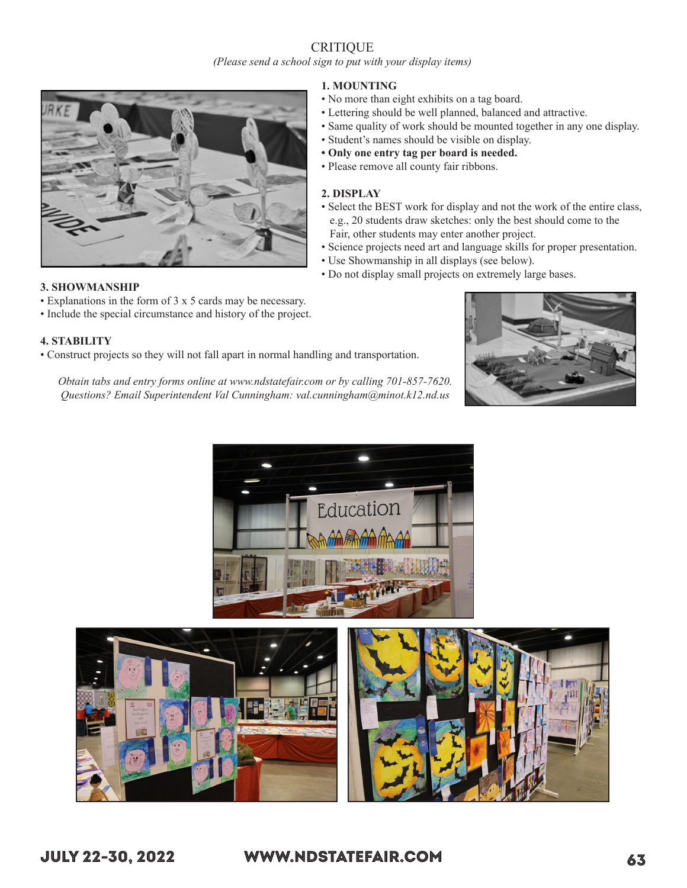## CRITIQUE

*(Please send a school sign to put with your display items)*

### 1. MOUNTING

- No more than eight exhibits on a tag board.
- Lettering should be well planned, balanced and attractive.
- Same quality of work should be mounted together in any one display.
- Student's names should be visible on display.
- **Only one entry tag per board is needed.**
- Please remove all county fair ribbons.

### 2. DISPLAY

- Select the BEST work for display and not the work of the entire class, e.g., 20 students draw sketches: only the best should come to the Fair, other students may enter another project.
- Science projects need art and language skills for proper presentation.
- Use Showmanship in all displays (see below).
- Do not display small projects on extremely large bases.

### 3. SHOWMANSHIP

- Explanations in the form of 3 x 5 cards may be necessary.
- Include the special circumstance and history of the project.

### 4. STABILITY

- Construct projects so they will not fall apart in normal handling and transportation.

*Obtain tabs and entry forms online at www.ndstatefair.com or by calling 701-857-7620.*
*Questions? Email Superintendent Val Cunningham: val.cunningham@minot.k12.nd.us*